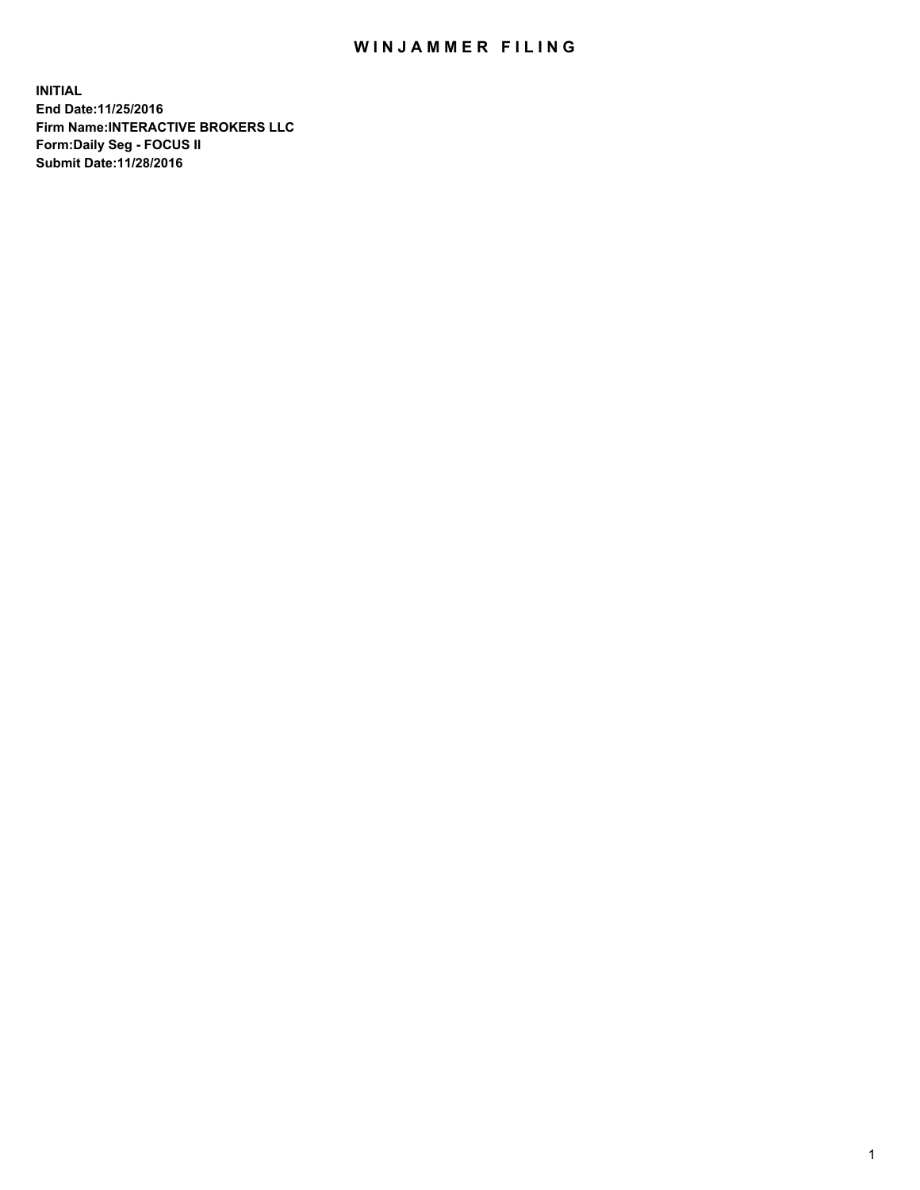# WINJAMMER FILING

**INITIAL**
**End Date:11/25/2016**
**Firm Name:INTERACTIVE BROKERS LLC**
**Form:Daily Seg - FOCUS II**
**Submit Date:11/28/2016**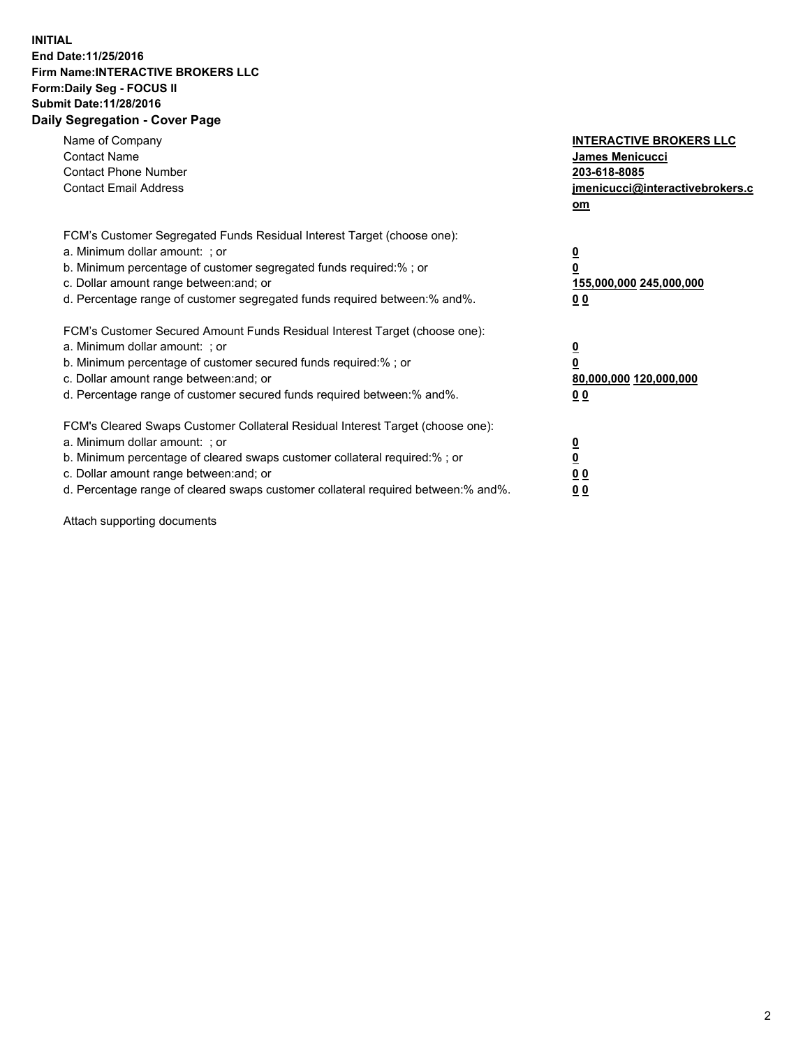**INITIAL**
**End Date:11/25/2016**
**Firm Name:INTERACTIVE BROKERS LLC**
**Form:Daily Seg - FOCUS II**
**Submit Date:11/28/2016**

## Daily Segregation - Cover Page

| | |
|---|---|
| Name of Company | **INTERACTIVE BROKERS LLC** |
| Contact Name | **James Menicucci** |
| Contact Phone Number | **203-618-8085** |
| Contact Email Address | **jmenicucci@interactivebrokers.com** |

FCM's Customer Segregated Funds Residual Interest Target (choose one):

| | |
|---|---|
| a. Minimum dollar amount: ; or | **0** |
| b. Minimum percentage of customer segregated funds required:% ; or | **0** |
| c. Dollar amount range between:and; or | **155,000,000 245,000,000** |
| d. Percentage range of customer segregated funds required between:% and%. | **0 0** |

FCM's Customer Secured Amount Funds Residual Interest Target (choose one):

| | |
|---|---|
| a. Minimum dollar amount: ; or | **0** |
| b. Minimum percentage of customer secured funds required:% ; or | **0** |
| c. Dollar amount range between:and; or | **80,000,000 120,000,000** |
| d. Percentage range of customer secured funds required between:% and%. | **0 0** |

FCM's Cleared Swaps Customer Collateral Residual Interest Target (choose one):

| | |
|---|---|
| a. Minimum dollar amount: ; or | **0** |
| b. Minimum percentage of cleared swaps customer collateral required:% ; or | **0** |
| c. Dollar amount range between:and; or | **0 0** |
| d. Percentage range of cleared swaps customer collateral required between:% and%. | **0 0** |

Attach supporting documents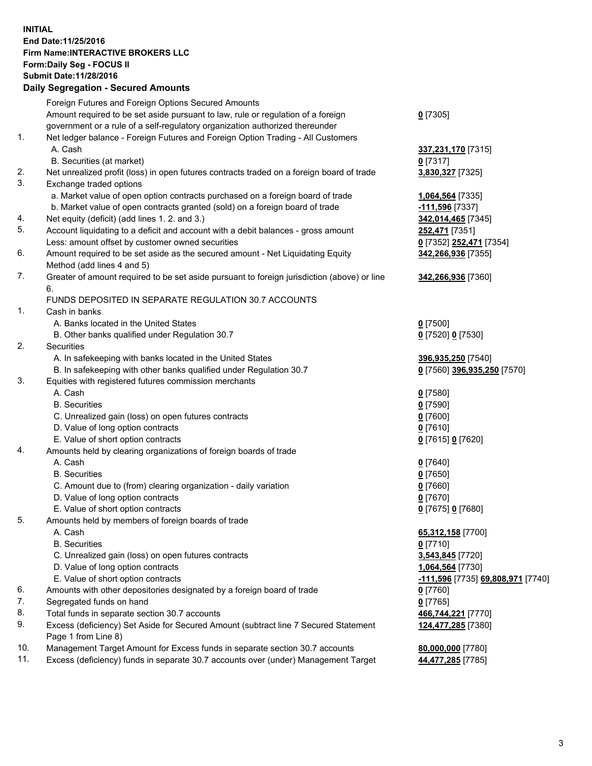**INITIAL**
**End Date:11/25/2016**
**Firm Name:INTERACTIVE BROKERS LLC**
**Form:Daily Seg - FOCUS II**
**Submit Date:11/28/2016**

**Daily Segregation - Secured Amounts**

| | | |
|---|---|---|
| | Foreign Futures and Foreign Options Secured Amounts | |
| | Amount required to be set aside pursuant to law, rule or regulation of a foreign government or a rule of a self-regulatory organization authorized thereunder | **0** [7305] |
| 1. | Net ledger balance - Foreign Futures and Foreign Option Trading - All Customers | |
| | A. Cash | **337,231,170** [7315] |
| | B. Securities (at market) | **0** [7317] |
| 2. | Net unrealized profit (loss) in open futures contracts traded on a foreign board of trade | **3,830,327** [7325] |
| 3. | Exchange traded options | |
| | a. Market value of open option contracts purchased on a foreign board of trade | **1,064,564** [7335] |
| | b. Market value of open contracts granted (sold) on a foreign board of trade | **-111,596** [7337] |
| 4. | Net equity (deficit) (add lines 1. 2. and 3.) | **342,014,465** [7345] |
| 5. | Account liquidating to a deficit and account with a debit balances - gross amount | **252,471** [7351] |
| | Less: amount offset by customer owned securities | **0** [7352] **252,471** [7354] |
| 6. | Amount required to be set aside as the secured amount - Net Liquidating Equity Method (add lines 4 and 5) | **342,266,936** [7355] |
| 7. | Greater of amount required to be set aside pursuant to foreign jurisdiction (above) or line 6. | **342,266,936** [7360] |
| | FUNDS DEPOSITED IN SEPARATE REGULATION 30.7 ACCOUNTS | |
| 1. | Cash in banks | |
| | A. Banks located in the United States | **0** [7500] |
| | B. Other banks qualified under Regulation 30.7 | **0** [7520] **0** [7530] |
| 2. | Securities | |
| | A. In safekeeping with banks located in the United States | **396,935,250** [7540] |
| | B. In safekeeping with other banks qualified under Regulation 30.7 | **0** [7560] **396,935,250** [7570] |
| 3. | Equities with registered futures commission merchants | |
| | A. Cash | **0** [7580] |
| | B. Securities | **0** [7590] |
| | C. Unrealized gain (loss) on open futures contracts | **0** [7600] |
| | D. Value of long option contracts | **0** [7610] |
| | E. Value of short option contracts | **0** [7615] **0** [7620] |
| 4. | Amounts held by clearing organizations of foreign boards of trade | |
| | A. Cash | **0** [7640] |
| | B. Securities | **0** [7650] |
| | C. Amount due to (from) clearing organization - daily variation | **0** [7660] |
| | D. Value of long option contracts | **0** [7670] |
| | E. Value of short option contracts | **0** [7675] **0** [7680] |
| 5. | Amounts held by members of foreign boards of trade | |
| | A. Cash | **65,312,158** [7700] |
| | B. Securities | **0** [7710] |
| | C. Unrealized gain (loss) on open futures contracts | **3,543,845** [7720] |
| | D. Value of long option contracts | **1,064,564** [7730] |
| | E. Value of short option contracts | **-111,596** [7735] **69,808,971** [7740] |
| 6. | Amounts with other depositories designated by a foreign board of trade | **0** [7760] |
| 7. | Segregated funds on hand | **0** [7765] |
| 8. | Total funds in separate section 30.7 accounts | **466,744,221** [7770] |
| 9. | Excess (deficiency) Set Aside for Secured Amount (subtract line 7 Secured Statement Page 1 from Line 8) | **124,477,285** [7380] |
| 10. | Management Target Amount for Excess funds in separate section 30.7 accounts | **80,000,000** [7780] |
| 11. | Excess (deficiency) funds in separate 30.7 accounts over (under) Management Target | **44,477,285** [7785] |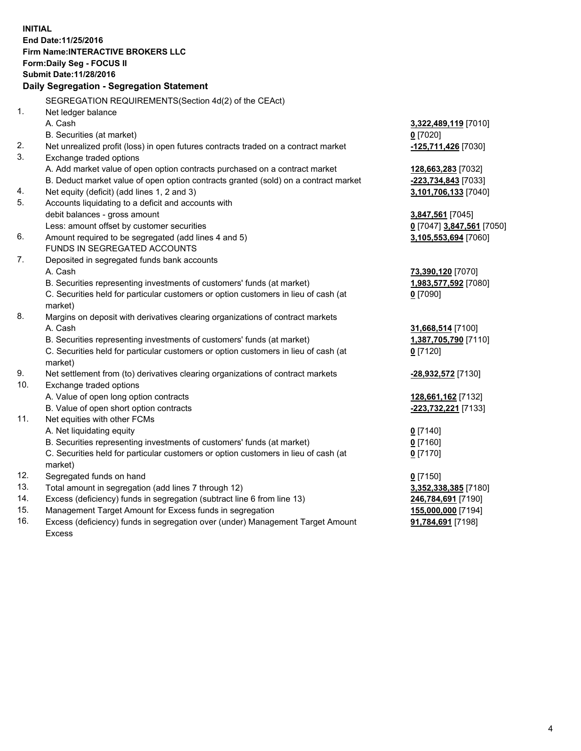**INITIAL**
**End Date:11/25/2016**
**Firm Name:INTERACTIVE BROKERS LLC**
**Form:Daily Seg - FOCUS II**
**Submit Date:11/28/2016**

## Daily Segregation - Segregation Statement

| | | |
|---|---|---|
| | SEGREGATION REQUIREMENTS(Section 4d(2) of the CEAct) | |
| 1. | Net ledger balance | |
| | A. Cash | **3,322,489,119** [7010] |
| | B. Securities (at market) | **0** [7020] |
| 2. | Net unrealized profit (loss) in open futures contracts traded on a contract market | **-125,711,426** [7030] |
| 3. | Exchange traded options | |
| | A. Add market value of open option contracts purchased on a contract market | **128,663,283** [7032] |
| | B. Deduct market value of open option contracts granted (sold) on a contract market | **-223,734,843** [7033] |
| 4. | Net equity (deficit) (add lines 1, 2 and 3) | **3,101,706,133** [7040] |
| 5. | Accounts liquidating to a deficit and accounts with | |
| | debit balances - gross amount | **3,847,561** [7045] |
| | Less: amount offset by customer securities | **0** [7047] **3,847,561** [7050] |
| 6. | Amount required to be segregated (add lines 4 and 5) | **3,105,553,694** [7060] |
| | FUNDS IN SEGREGATED ACCOUNTS | |
| 7. | Deposited in segregated funds bank accounts | |
| | A. Cash | **73,390,120** [7070] |
| | B. Securities representing investments of customers' funds (at market) | **1,983,577,592** [7080] |
| | C. Securities held for particular customers or option customers in lieu of cash (at market) | **0** [7090] |
| 8. | Margins on deposit with derivatives clearing organizations of contract markets | |
| | A. Cash | **31,668,514** [7100] |
| | B. Securities representing investments of customers' funds (at market) | **1,387,705,790** [7110] |
| | C. Securities held for particular customers or option customers in lieu of cash (at market) | **0** [7120] |
| 9. | Net settlement from (to) derivatives clearing organizations of contract markets | **-28,932,572** [7130] |
| 10. | Exchange traded options | |
| | A. Value of open long option contracts | **128,661,162** [7132] |
| | B. Value of open short option contracts | **-223,732,221** [7133] |
| 11. | Net equities with other FCMs | |
| | A. Net liquidating equity | **0** [7140] |
| | B. Securities representing investments of customers' funds (at market) | **0** [7160] |
| | C. Securities held for particular customers or option customers in lieu of cash (at market) | **0** [7170] |
| 12. | Segregated funds on hand | **0** [7150] |
| 13. | Total amount in segregation (add lines 7 through 12) | **3,352,338,385** [7180] |
| 14. | Excess (deficiency) funds in segregation (subtract line 6 from line 13) | **246,784,691** [7190] |
| 15. | Management Target Amount for Excess funds in segregation | **155,000,000** [7194] |
| 16. | Excess (deficiency) funds in segregation over (under) Management Target Amount Excess | **91,784,691** [7198] |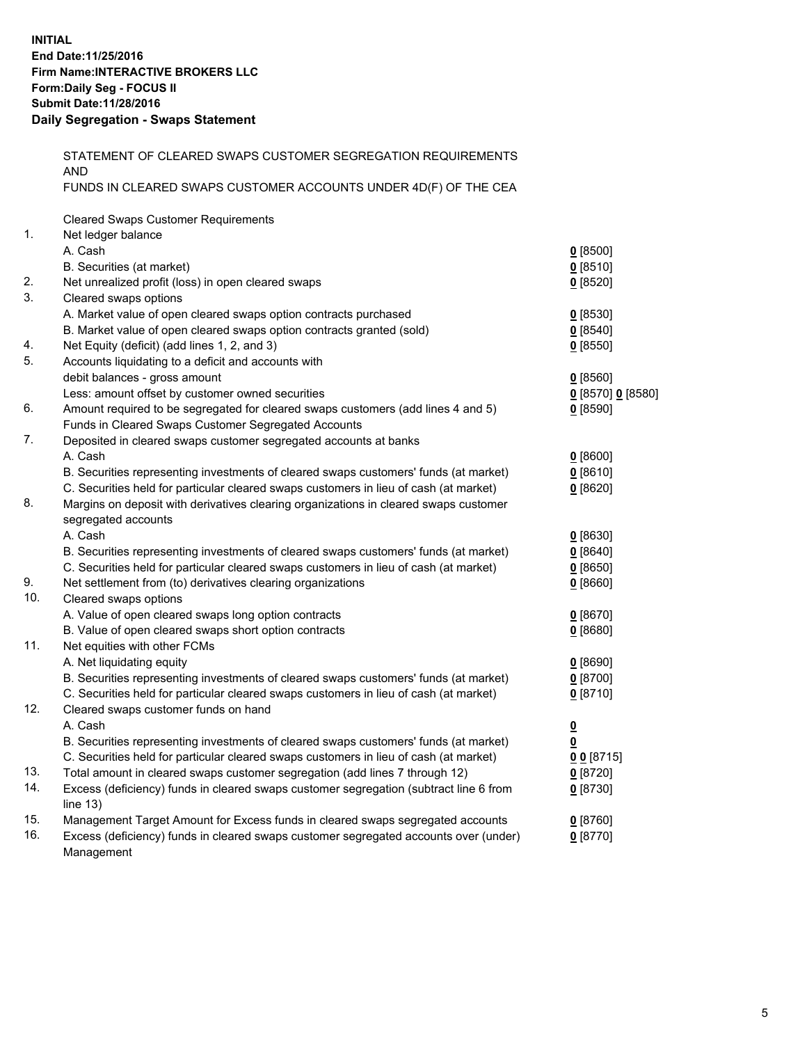**INITIAL**
**End Date:11/25/2016**
**Firm Name:INTERACTIVE BROKERS LLC**
**Form:Daily Seg - FOCUS II**
**Submit Date:11/28/2016**
**Daily Segregation - Swaps Statement**

STATEMENT OF CLEARED SWAPS CUSTOMER SEGREGATION REQUIREMENTS AND FUNDS IN CLEARED SWAPS CUSTOMER ACCOUNTS UNDER 4D(F) OF THE CEA

| | | |
|---|---|---|
| | Cleared Swaps Customer Requirements | |
| 1. | Net ledger balance | |
| | A. Cash | 0 [8500] |
| | B. Securities (at market) | 0 [8510] |
| 2. | Net unrealized profit (loss) in open cleared swaps | 0 [8520] |
| 3. | Cleared swaps options | |
| | A. Market value of open cleared swaps option contracts purchased | 0 [8530] |
| | B. Market value of open cleared swaps option contracts granted (sold) | 0 [8540] |
| 4. | Net Equity (deficit) (add lines 1, 2, and 3) | 0 [8550] |
| 5. | Accounts liquidating to a deficit and accounts with debit balances - gross amount | 0 [8560] |
| | Less: amount offset by customer owned securities | 0 [8570] 0 [8580] |
| 6. | Amount required to be segregated for cleared swaps customers (add lines 4 and 5) | 0 [8590] |
| | Funds in Cleared Swaps Customer Segregated Accounts | |
| 7. | Deposited in cleared swaps customer segregated accounts at banks | |
| | A. Cash | 0 [8600] |
| | B. Securities representing investments of cleared swaps customers' funds (at market) | 0 [8610] |
| | C. Securities held for particular cleared swaps customers in lieu of cash (at market) | 0 [8620] |
| 8. | Margins on deposit with derivatives clearing organizations in cleared swaps customer segregated accounts | |
| | A. Cash | 0 [8630] |
| | B. Securities representing investments of cleared swaps customers' funds (at market) | 0 [8640] |
| | C. Securities held for particular cleared swaps customers in lieu of cash (at market) | 0 [8650] |
| 9. | Net settlement from (to) derivatives clearing organizations | 0 [8660] |
| 10. | Cleared swaps options | |
| | A. Value of open cleared swaps long option contracts | 0 [8670] |
| | B. Value of open cleared swaps short option contracts | 0 [8680] |
| 11. | Net equities with other FCMs | |
| | A. Net liquidating equity | 0 [8690] |
| | B. Securities representing investments of cleared swaps customers' funds (at market) | 0 [8700] |
| | C. Securities held for particular cleared swaps customers in lieu of cash (at market) | 0 [8710] |
| 12. | Cleared swaps customer funds on hand | |
| | A. Cash | 0 |
| | B. Securities representing investments of cleared swaps customers' funds (at market) | 0 |
| | C. Securities held for particular cleared swaps customers in lieu of cash (at market) | 0 0 [8715] |
| 13. | Total amount in cleared swaps customer segregation (add lines 7 through 12) | 0 [8720] |
| 14. | Excess (deficiency) funds in cleared swaps customer segregation (subtract line 6 from line 13) | 0 [8730] |
| 15. | Management Target Amount for Excess funds in cleared swaps segregated accounts | 0 [8760] |
| 16. | Excess (deficiency) funds in cleared swaps customer segregated accounts over (under) Management | 0 [8770] |